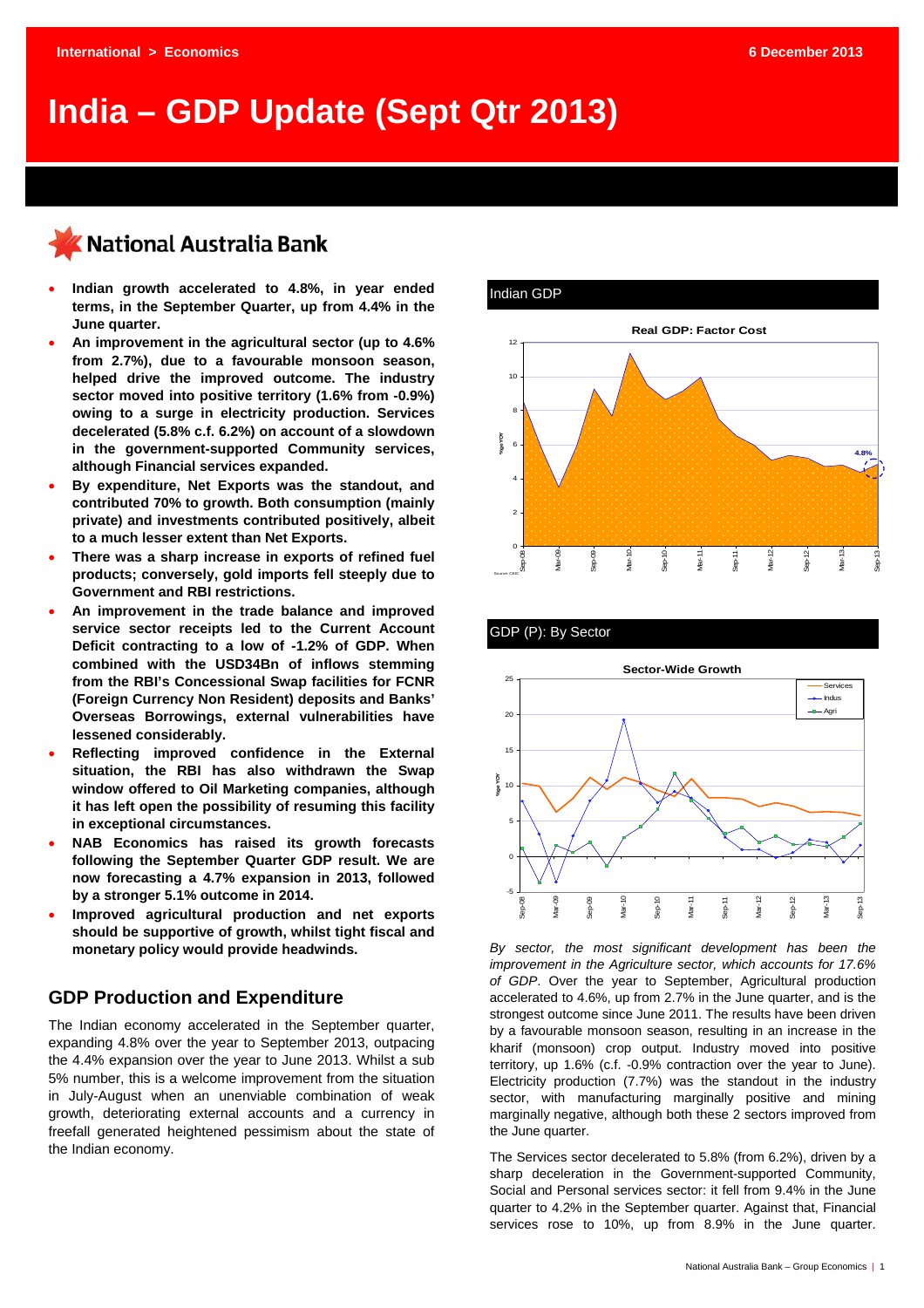International > Economics

6 December 2013

# India – GDP Update (Sept Qtr 2013)

National Australia Bank

- **Indian growth accelerated to 4.8%, in year ended terms, in the September Quarter, up from 4.4% in the June quarter.**
- **An improvement in the agricultural sector (up to 4.6% from 2.7%), due to a favourable monsoon season, helped drive the improved outcome. The industry sector moved into positive territory (1.6% from -0.9%) owing to a surge in electricity production. Services decelerated (5.8% c.f. 6.2%) on account of a slowdown in the government-supported Community services, although Financial services expanded.**
- **By expenditure, Net Exports was the standout, and contributed 70% to growth. Both consumption (mainly private) and investments contributed positively, albeit to a much lesser extent than Net Exports.**
- **There was a sharp increase in exports of refined fuel products; conversely, gold imports fell steeply due to Government and RBI restrictions.**
- **An improvement in the trade balance and improved service sector receipts led to the Current Account Deficit contracting to a low of -1.2% of GDP. When combined with the USD34Bn of inflows stemming from the RBI's Concessional Swap facilities for FCNR (Foreign Currency Non Resident) deposits and Banks' Overseas Borrowings, external vulnerabilities have lessened considerably.**
- **Reflecting improved confidence in the External situation, the RBI has also withdrawn the Swap window offered to Oil Marketing companies, although it has left open the possibility of resuming this facility in exceptional circumstances.**
- **NAB Economics has raised its growth forecasts following the September Quarter GDP result. We are now forecasting a 4.7% expansion in 2013, followed by a stronger 5.1% outcome in 2014.**
- **Improved agricultural production and net exports should be supportive of growth, whilst tight fiscal and monetary policy would provide headwinds.**

## GDP Production and Expenditure

The Indian economy accelerated in the September quarter, expanding 4.8% over the year to September 2013, outpacing the 4.4% expansion over the year to June 2013. Whilst a sub 5% number, this is a welcome improvement from the situation in July-August when an unenviable combination of weak growth, deteriorating external accounts and a currency in freefall generated heightened pessimism about the state of the Indian economy.

Indian GDP

Real GDP: Factor Cost

GDP (P): By Sector

Sector-Wide Growth

*By sector, the most significant development has been the improvement in the Agriculture sector, which accounts for 17.6% of GDP*. Over the year to September, Agricultural production accelerated to 4.6%, up from 2.7% in the June quarter, and is the strongest outcome since June 2011. The results have been driven by a favourable monsoon season, resulting in an increase in the kharif (monsoon) crop output. Industry moved into positive territory, up 1.6% (c.f. -0.9% contraction over the year to June). Electricity production (7.7%) was the standout in the industry sector, with manufacturing marginally positive and mining marginally negative, although both these 2 sectors improved from the June quarter.

The Services sector decelerated to 5.8% (from 6.2%), driven by a sharp deceleration in the Government-supported Community, Social and Personal services sector: it fell from 9.4% in the June quarter to 4.2% in the September quarter. Against that, Financial services rose to 10%, up from 8.9% in the June quarter.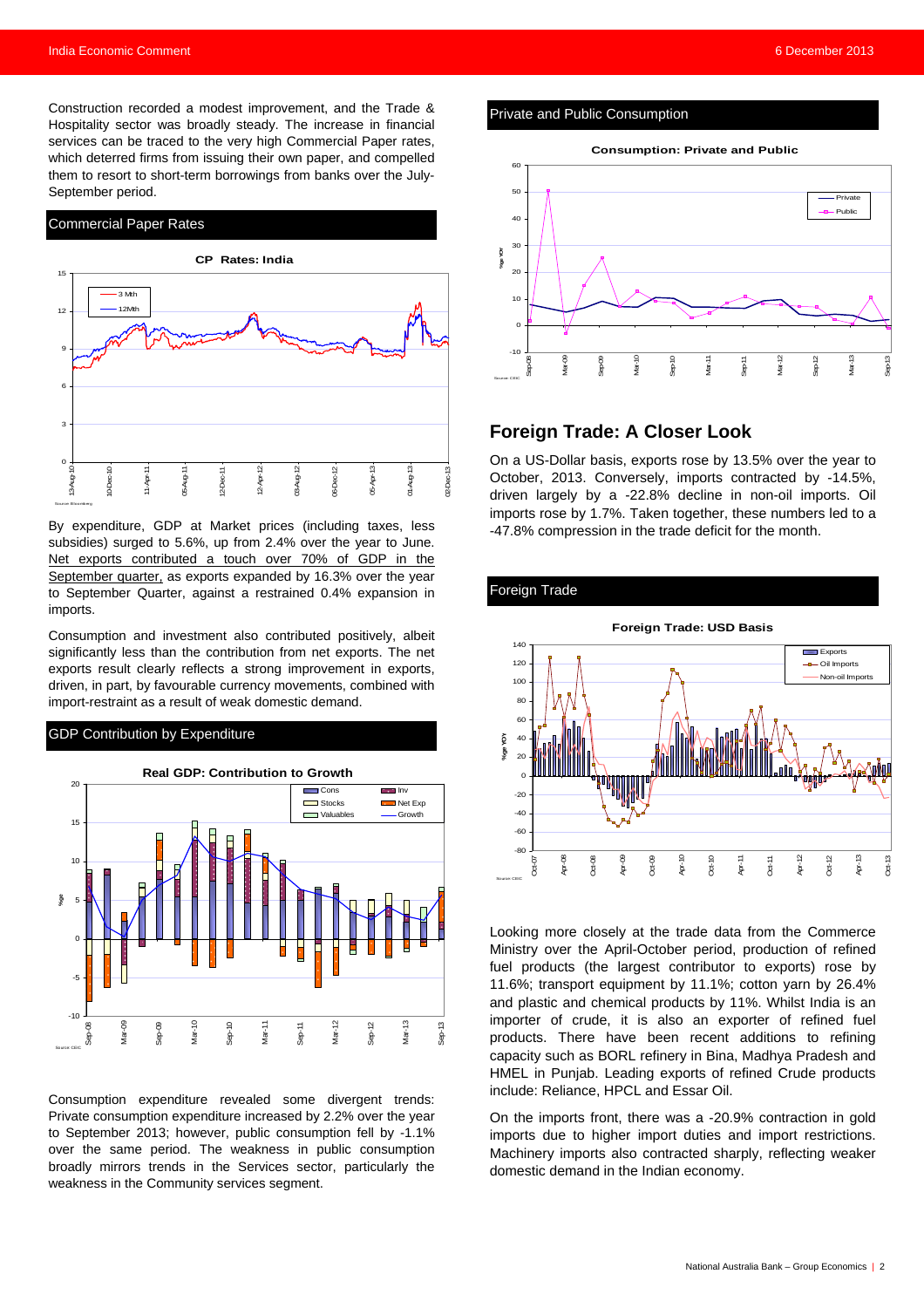Construction recorded a modest improvement, and the Trade & Hospitality sector was broadly steady. The increase in financial services can be traced to the very high Commercial Paper rates, which deterred firms from issuing their own paper, and compelled them to resort to short-term borrowings from banks over the July-September period.

## Commercial Paper Rates

By expenditure, GDP at Market prices (including taxes, less subsidies) surged to 5.6%, up from 2.4% over the year to June. Net exports contributed a touch over 70% of GDP in the September quarter, as exports expanded by 16.3% over the year to September Quarter, against a restrained 0.4% expansion in imports.

Consumption and investment also contributed positively, albeit significantly less than the contribution from net exports. The net exports result clearly reflects a strong improvement in exports, driven, in part, by favourable currency movements, combined with import-restraint as a result of weak domestic demand.

## GDP Contribution by Expenditure

Consumption expenditure revealed some divergent trends: Private consumption expenditure increased by 2.2% over the year to September 2013; however, public consumption fell by -1.1% over the same period. The weakness in public consumption broadly mirrors trends in the Services sector, particularly the weakness in the Community services segment.

## Private and Public Consumption

# Foreign Trade: A Closer Look

On a US-Dollar basis, exports rose by 13.5% over the year to October, 2013. Conversely, imports contracted by -14.5%, driven largely by a -22.8% decline in non-oil imports. Oil imports rose by 1.7%. Taken together, these numbers led to a -47.8% compression in the trade deficit for the month.

## Foreign Trade

Looking more closely at the trade data from the Commerce Ministry over the April-October period, production of refined fuel products (the largest contributor to exports) rose by 11.6%; transport equipment by 11.1%; cotton yarn by 26.4% and plastic and chemical products by 11%. Whilst India is an importer of crude, it is also an exporter of refined fuel products. There have been recent additions to refining capacity such as BORL refinery in Bina, Madhya Pradesh and HMEL in Punjab. Leading exports of refined Crude products include: Reliance, HPCL and Essar Oil.

On the imports front, there was a -20.9% contraction in gold imports due to higher import duties and import restrictions. Machinery imports also contracted sharply, reflecting weaker domestic demand in the Indian economy.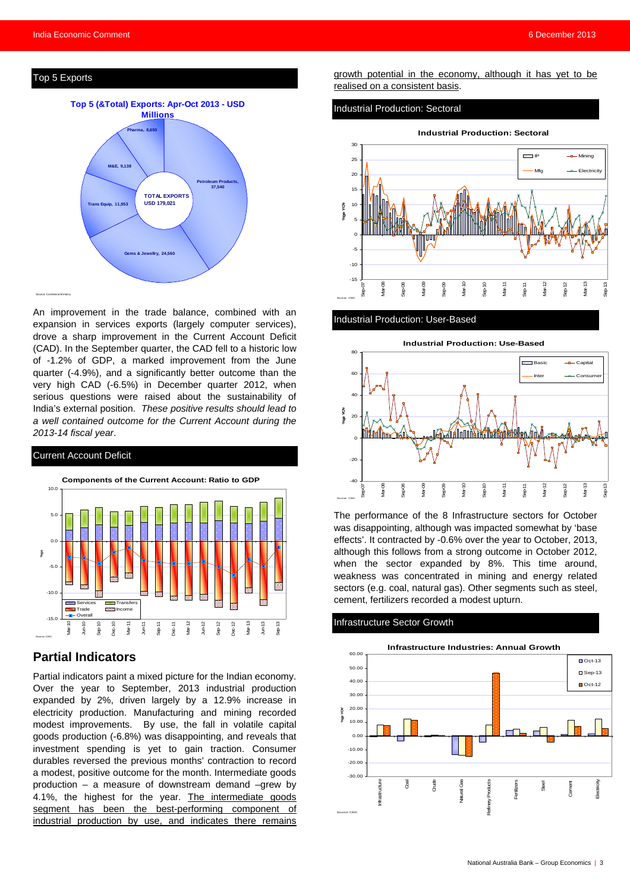## Top 5 Exports

**Top 5 (&Total) Exports: Apr-Oct 2013 - USD Millions**

Pharma, 8,650
M&E, 9,138
Trans Equip, 11,953
Gems & Jewellry, 24,560
Petroleum Products, 37,540
TOTAL EXPORTS USD 179,021

Source: CommerceMinistry

An improvement in the trade balance, combined with an expansion in services exports (largely computer services), drove a sharp improvement in the Current Account Deficit (CAD). In the September quarter, the CAD fell to a historic low of -1.2% of GDP, a marked improvement from the June quarter (-4.9%), and a significantly better outcome than the very high CAD (-6.5%) in December quarter 2012, when serious questions were raised about the sustainability of India's external position. *These positive results should lead to a well contained outcome for the Current Account during the 2013-14 fiscal year*.

## Current Account Deficit

**Components of the Current Account: Ratio to GDP**

Source: CEIC

## Partial Indicators

Partial indicators paint a mixed picture for the Indian economy. Over the year to September, 2013 industrial production expanded by 2%, driven largely by a 12.9% increase in electricity production. Manufacturing and mining recorded modest improvements. By use, the fall in volatile capital goods production (-6.8%) was disappointing, and reveals that investment spending is yet to gain traction. Consumer durables reversed the previous months' contraction to record a modest, positive outcome for the month. Intermediate goods production – a measure of downstream demand –grew by 4.1%, the highest for the year. The intermediate goods segment has been the best-performing component of industrial production by use, and indicates there remains growth potential in the economy, although it has yet to be realised on a consistent basis.

## Industrial Production: Sectoral

**Industrial Production: Sectoral**

Source: CEIC

## Industrial Production: User-Based

**Industrial Production: Use-Based**

Source: CEIC

The performance of the 8 Infrastructure sectors for October was disappointing, although was impacted somewhat by 'base effects'. It contracted by -0.6% over the year to October, 2013, although this follows from a strong outcome in October 2012, when the sector expanded by 8%. This time around, weakness was concentrated in mining and energy related sectors (e.g. coal, natural gas). Other segments such as steel, cement, fertilizers recorded a modest upturn.

## Infrastructure Sector Growth

**Infrastructure Industries: Annual Growth**

Source: CEIC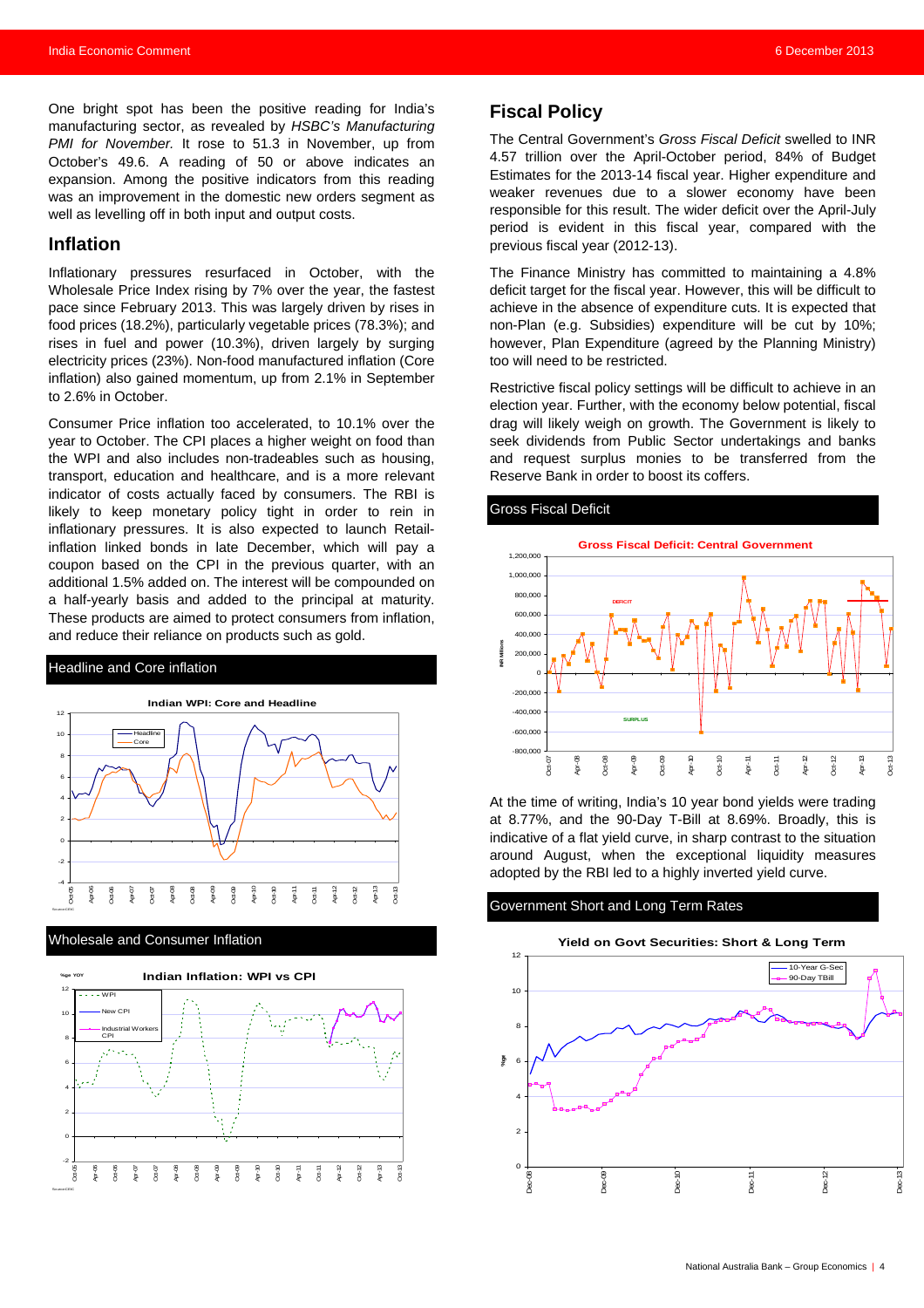One bright spot has been the positive reading for India's manufacturing sector, as revealed by *HSBC's Manufacturing PMI for November.* It rose to 51.3 in November, up from October's 49.6. A reading of 50 or above indicates an expansion. Among the positive indicators from this reading was an improvement in the domestic new orders segment as well as levelling off in both input and output costs.

## Inflation

Inflationary pressures resurfaced in October, with the Wholesale Price Index rising by 7% over the year, the fastest pace since February 2013. This was largely driven by rises in food prices (18.2%), particularly vegetable prices (78.3%); and rises in fuel and power (10.3%), driven largely by surging electricity prices (23%). Non-food manufactured inflation (Core inflation) also gained momentum, up from 2.1% in September to 2.6% in October.

Consumer Price inflation too accelerated, to 10.1% over the year to October. The CPI places a higher weight on food than the WPI and also includes non-tradeables such as housing, transport, education and healthcare, and is a more relevant indicator of costs actually faced by consumers. The RBI is likely to keep monetary policy tight in order to rein in inflationary pressures. It is also expected to launch Retail-inflation linked bonds in late December, which will pay a coupon based on the CPI in the previous quarter, with an additional 1.5% added on. The interest will be compounded on a half-yearly basis and added to the principal at maturity. These products are aimed to protect consumers from inflation, and reduce their reliance on products such as gold.

### Headline and Core inflation

### Wholesale and Consumer Inflation

## Fiscal Policy

The Central Government's *Gross Fiscal Deficit* swelled to INR 4.57 trillion over the April-October period, 84% of Budget Estimates for the 2013-14 fiscal year. Higher expenditure and weaker revenues due to a slower economy have been responsible for this result. The wider deficit over the April-July period is evident in this fiscal year, compared with the previous fiscal year (2012-13).

The Finance Ministry has committed to maintaining a 4.8% deficit target for the fiscal year. However, this will be difficult to achieve in the absence of expenditure cuts. It is expected that non-Plan (e.g. Subsidies) expenditure will be cut by 10%; however, Plan Expenditure (agreed by the Planning Ministry) too will need to be restricted.

Restrictive fiscal policy settings will be difficult to achieve in an election year. Further, with the economy below potential, fiscal drag will likely weigh on growth. The Government is likely to seek dividends from Public Sector undertakings and banks and request surplus monies to be transferred from the Reserve Bank in order to boost its coffers.

### Gross Fiscal Deficit

At the time of writing, India's 10 year bond yields were trading at 8.77%, and the 90-Day T-Bill at 8.69%. Broadly, this is indicative of a flat yield curve, in sharp contrast to the situation around August, when the exceptional liquidity measures adopted by the RBI led to a highly inverted yield curve.

### Government Short and Long Term Rates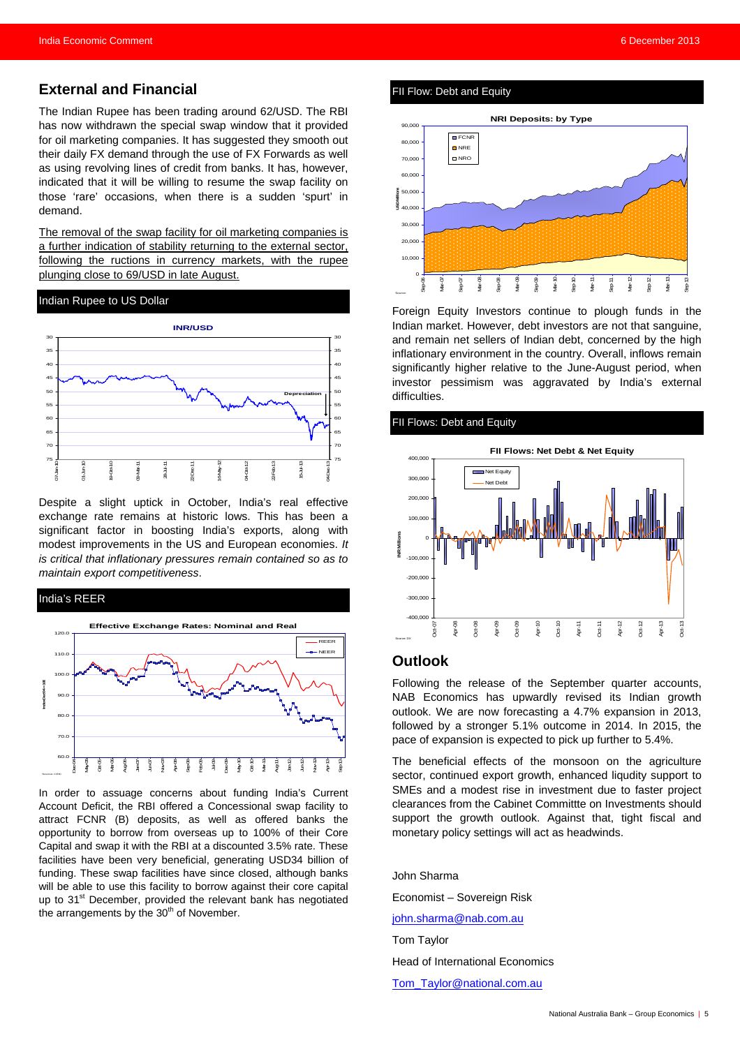## External and Financial

The Indian Rupee has been trading around 62/USD. The RBI has now withdrawn the special swap window that it provided for oil marketing companies. It has suggested they smooth out their daily FX demand through the use of FX Forwards as well as using revolving lines of credit from banks. It has, however, indicated that it will be willing to resume the swap facility on those 'rare' occasions, when there is a sudden 'spurt' in demand.

The removal of the swap facility for oil marketing companies is a further indication of stability returning to the external sector, following the ructions in currency markets, with the rupee plunging close to 69/USD in late August.

**Indian Rupee to US Dollar**

Despite a slight uptick in October, India's real effective exchange rate remains at historic lows. This has been a significant factor in boosting India's exports, along with modest improvements in the US and European economies. *It is critical that inflationary pressures remain contained so as to maintain export competitiveness*.

**India's REER**

In order to assuage concerns about funding India's Current Account Deficit, the RBI offered a Concessional swap facility to attract FCNR (B) deposits, as well as offered banks the opportunity to borrow from overseas up to 100% of their Core Capital and swap it with the RBI at a discounted 3.5% rate. These facilities have been very beneficial, generating USD34 billion of funding. These swap facilities have since closed, although banks will be able to use this facility to borrow against their core capital up to 31st December, provided the relevant bank has negotiated the arrangements by the 30th of November.

**FII Flow: Debt and Equity**

Foreign Equity Investors continue to plough funds in the Indian market. However, debt investors are not that sanguine, and remain net sellers of Indian debt, concerned by the high inflationary environment in the country. Overall, inflows remain significantly higher relative to the June-August period, when investor pessimism was aggravated by India's external difficulties.

**FII Flows: Debt and Equity**

## Outlook

Following the release of the September quarter accounts, NAB Economics has upwardly revised its Indian growth outlook. We are now forecasting a 4.7% expansion in 2013, followed by a stronger 5.1% outcome in 2014. In 2015, the pace of expansion is expected to pick up further to 5.4%.

The beneficial effects of the monsoon on the agriculture sector, continued export growth, enhanced liqudity support to SMEs and a modest rise in investment due to faster project clearances from the Cabinet Committte on Investments should support the growth outlook. Against that, tight fiscal and monetary policy settings will act as headwinds.

John Sharma

Economist – Sovereign Risk

john.sharma@nab.com.au

Tom Taylor

Head of International Economics

Tom_Taylor@national.com.au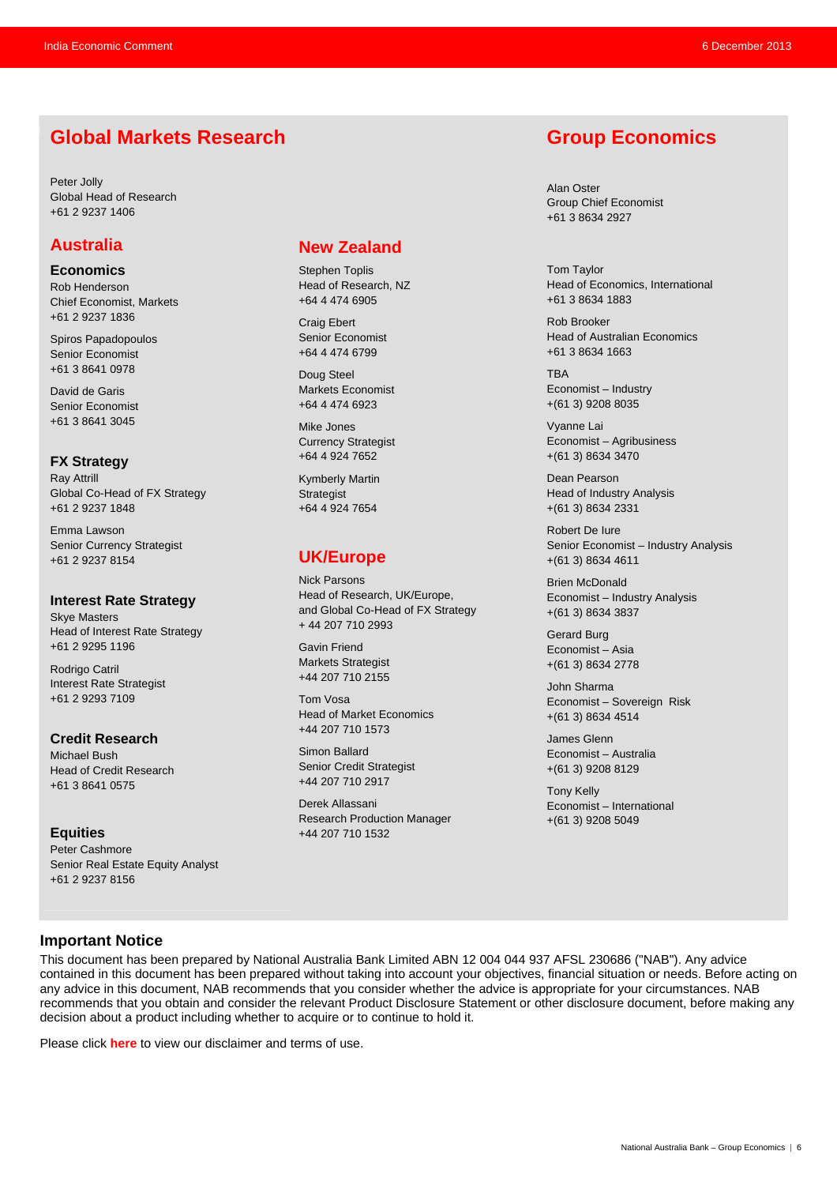## Global Markets Research

Peter Jolly
Global Head of Research
+61 2 9237 1406

## Australia

### Economics

Rob Henderson
Chief Economist, Markets
+61 2 9237 1836

Spiros Papadopoulos
Senior Economist
+61 3 8641 0978

David de Garis
Senior Economist
+61 3 8641 3045

### FX Strategy

Ray Attrill
Global Co-Head of FX Strategy
+61 2 9237 1848

Emma Lawson
Senior Currency Strategist
+61 2 9237 8154

### Interest Rate Strategy

Skye Masters
Head of Interest Rate Strategy
+61 2 9295 1196

Rodrigo Catril
Interest Rate Strategist
+61 2 9293 7109

### Credit Research

Michael Bush
Head of Credit Research
+61 3 8641 0575

### Equities

Peter Cashmore
Senior Real Estate Equity Analyst
+61 2 9237 8156

## New Zealand

Stephen Toplis
Head of Research, NZ
+64 4 474 6905

Craig Ebert
Senior Economist
+64 4 474 6799

Doug Steel
Markets Economist
+64 4 474 6923

Mike Jones
Currency Strategist
+64 4 924 7652

Kymberly Martin
Strategist
+64 4 924 7654

## UK/Europe

Nick Parsons
Head of Research, UK/Europe,
and Global Co-Head of FX Strategy
+ 44 207 710 2993

Gavin Friend
Markets Strategist
+44 207 710 2155

Tom Vosa
Head of Market Economics
+44 207 710 1573

Simon Ballard
Senior Credit Strategist
+44 207 710 2917

Derek Allassani
Research Production Manager
+44 207 710 1532

## Group Economics

Alan Oster
Group Chief Economist
+61 3 8634 2927

Tom Taylor
Head of Economics, International
+61 3 8634 1883

Rob Brooker
Head of Australian Economics
+61 3 8634 1663

TBA
Economist – Industry
+(61 3) 9208 8035

Vyanne Lai
Economist – Agribusiness
+(61 3) 8634 3470

Dean Pearson
Head of Industry Analysis
+(61 3) 8634 2331

Robert De Iure
Senior Economist – Industry Analysis
+(61 3) 8634 4611

Brien McDonald
Economist – Industry Analysis
+(61 3) 8634 3837

Gerard Burg
Economist – Asia
+(61 3) 8634 2778

John Sharma
Economist – Sovereign Risk
+(61 3) 8634 4514

James Glenn
Economist – Australia
+(61 3) 9208 8129

Tony Kelly
Economist – International
+(61 3) 9208 5049

### Important Notice

This document has been prepared by National Australia Bank Limited ABN 12 004 044 937 AFSL 230686 ("NAB"). Any advice contained in this document has been prepared without taking into account your objectives, financial situation or needs. Before acting on any advice in this document, NAB recommends that you consider whether the advice is appropriate for your circumstances. NAB recommends that you obtain and consider the relevant Product Disclosure Statement or other disclosure document, before making any decision about a product including whether to acquire or to continue to hold it.

Please click **here** to view our disclaimer and terms of use.